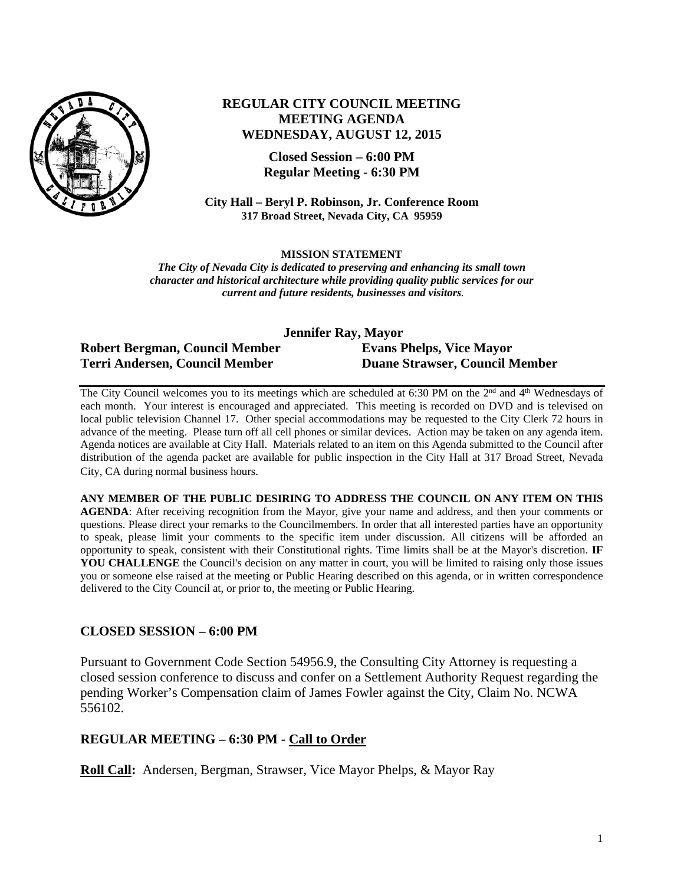# REGULAR CITY COUNCIL MEETING
# MEETING AGENDA
# WEDNESDAY, AUGUST 12, 2015

**Closed Session – 6:00 PM**
**Regular Meeting - 6:30 PM**

**City Hall – Beryl P. Robinson, Jr. Conference Room**
**317 Broad Street, Nevada City, CA 95959**

**MISSION STATEMENT**

***The City of Nevada City is dedicated to preserving and enhancing its small town character and historical architecture while providing quality public services for our current and future residents, businesses and visitors.***

**Jennifer Ray, Mayor**

**Robert Bergman, Council Member** | **Evans Phelps, Vice Mayor**
**Terri Andersen, Council Member** | **Duane Strawser, Council Member**

The City Council welcomes you to its meetings which are scheduled at 6:30 PM on the 2nd and 4th Wednesdays of each month. Your interest is encouraged and appreciated. This meeting is recorded on DVD and is televised on local public television Channel 17. Other special accommodations may be requested to the City Clerk 72 hours in advance of the meeting. Please turn off all cell phones or similar devices. Action may be taken on any agenda item. Agenda notices are available at City Hall. Materials related to an item on this Agenda submitted to the Council after distribution of the agenda packet are available for public inspection in the City Hall at 317 Broad Street, Nevada City, CA during normal business hours.

**ANY MEMBER OF THE PUBLIC DESIRING TO ADDRESS THE COUNCIL ON ANY ITEM ON THIS AGENDA**: After receiving recognition from the Mayor, give your name and address, and then your comments or questions. Please direct your remarks to the Councilmembers. In order that all interested parties have an opportunity to speak, please limit your comments to the specific item under discussion. All citizens will be afforded an opportunity to speak, consistent with their Constitutional rights. Time limits shall be at the Mayor's discretion. **IF YOU CHALLENGE** the Council's decision on any matter in court, you will be limited to raising only those issues you or someone else raised at the meeting or Public Hearing described on this agenda, or in written correspondence delivered to the City Council at, or prior to, the meeting or Public Hearing.

## CLOSED SESSION – 6:00 PM

Pursuant to Government Code Section 54956.9, the Consulting City Attorney is requesting a closed session conference to discuss and confer on a Settlement Authority Request regarding the pending Worker's Compensation claim of James Fowler against the City, Claim No. NCWA 556102.

## REGULAR MEETING – 6:30 PM - Call to Order

**Roll Call:** Andersen, Bergman, Strawser, Vice Mayor Phelps, & Mayor Ray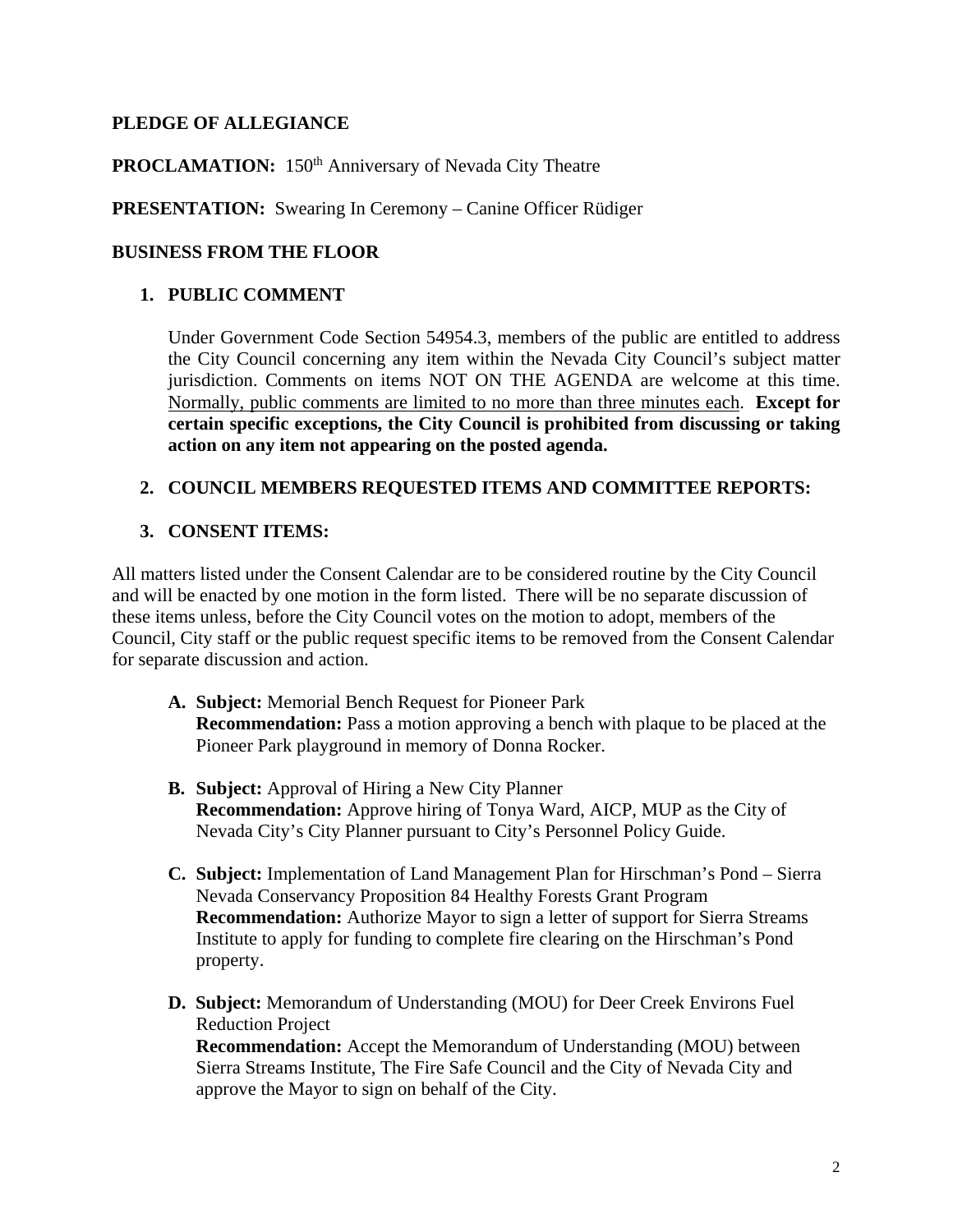**PLEDGE OF ALLEGIANCE**

**PROCLAMATION:** 150th Anniversary of Nevada City Theatre

**PRESENTATION:** Swearing In Ceremony – Canine Officer Rüdiger

**BUSINESS FROM THE FLOOR**

1. **PUBLIC COMMENT**

   Under Government Code Section 54954.3, members of the public are entitled to address the City Council concerning any item within the Nevada City Council's subject matter jurisdiction. Comments on items NOT ON THE AGENDA are welcome at this time. Normally, public comments are limited to no more than three minutes each. **Except for certain specific exceptions, the City Council is prohibited from discussing or taking action on any item not appearing on the posted agenda.**

2. **COUNCIL MEMBERS REQUESTED ITEMS AND COMMITTEE REPORTS:**

3. **CONSENT ITEMS:**

All matters listed under the Consent Calendar are to be considered routine by the City Council and will be enacted by one motion in the form listed. There will be no separate discussion of these items unless, before the City Council votes on the motion to adopt, members of the Council, City staff or the public request specific items to be removed from the Consent Calendar for separate discussion and action.

A. **Subject:** Memorial Bench Request for Pioneer Park
   **Recommendation:** Pass a motion approving a bench with plaque to be placed at the Pioneer Park playground in memory of Donna Rocker.

B. **Subject:** Approval of Hiring a New City Planner
   **Recommendation:** Approve hiring of Tonya Ward, AICP, MUP as the City of Nevada City's City Planner pursuant to City's Personnel Policy Guide.

C. **Subject:** Implementation of Land Management Plan for Hirschman's Pond – Sierra Nevada Conservancy Proposition 84 Healthy Forests Grant Program
   **Recommendation:** Authorize Mayor to sign a letter of support for Sierra Streams Institute to apply for funding to complete fire clearing on the Hirschman's Pond property.

D. **Subject:** Memorandum of Understanding (MOU) for Deer Creek Environs Fuel Reduction Project
   **Recommendation:** Accept the Memorandum of Understanding (MOU) between Sierra Streams Institute, The Fire Safe Council and the City of Nevada City and approve the Mayor to sign on behalf of the City.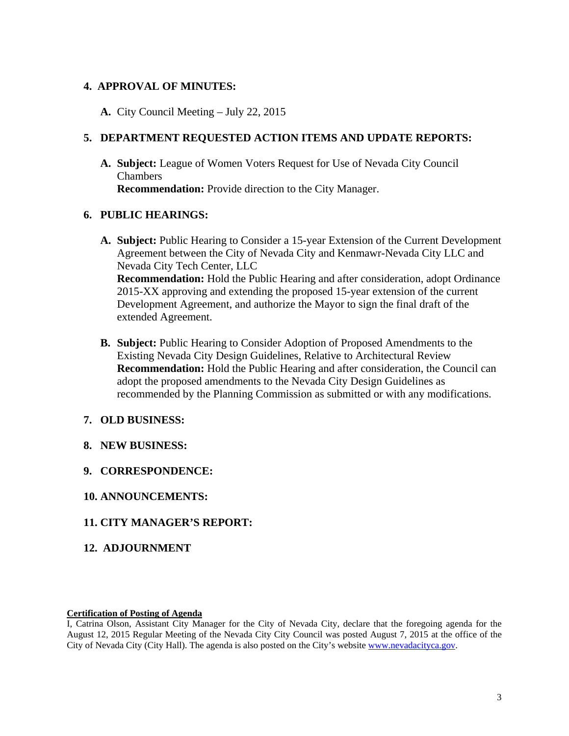## 4. APPROVAL OF MINUTES:

**A.** City Council Meeting – July 22, 2015

## 5. DEPARTMENT REQUESTED ACTION ITEMS AND UPDATE REPORTS:

**A. Subject:** League of Women Voters Request for Use of Nevada City Council Chambers
**Recommendation:** Provide direction to the City Manager.

## 6. PUBLIC HEARINGS:

**A. Subject:** Public Hearing to Consider a 15-year Extension of the Current Development Agreement between the City of Nevada City and Kenmawr-Nevada City LLC and Nevada City Tech Center, LLC
**Recommendation:** Hold the Public Hearing and after consideration, adopt Ordinance 2015-XX approving and extending the proposed 15-year extension of the current Development Agreement, and authorize the Mayor to sign the final draft of the extended Agreement.

**B. Subject:** Public Hearing to Consider Adoption of Proposed Amendments to the Existing Nevada City Design Guidelines, Relative to Architectural Review
**Recommendation:** Hold the Public Hearing and after consideration, the Council can adopt the proposed amendments to the Nevada City Design Guidelines as recommended by the Planning Commission as submitted or with any modifications.

## 7. OLD BUSINESS:

## 8. NEW BUSINESS:

## 9. CORRESPONDENCE:

## 10. ANNOUNCEMENTS:

## 11. CITY MANAGER'S REPORT:

## 12. ADJOURNMENT

**Certification of Posting of Agenda**

I, Catrina Olson, Assistant City Manager for the City of Nevada City, declare that the foregoing agenda for the August 12, 2015 Regular Meeting of the Nevada City City Council was posted August 7, 2015 at the office of the City of Nevada City (City Hall). The agenda is also posted on the City's website www.nevadacityca.gov.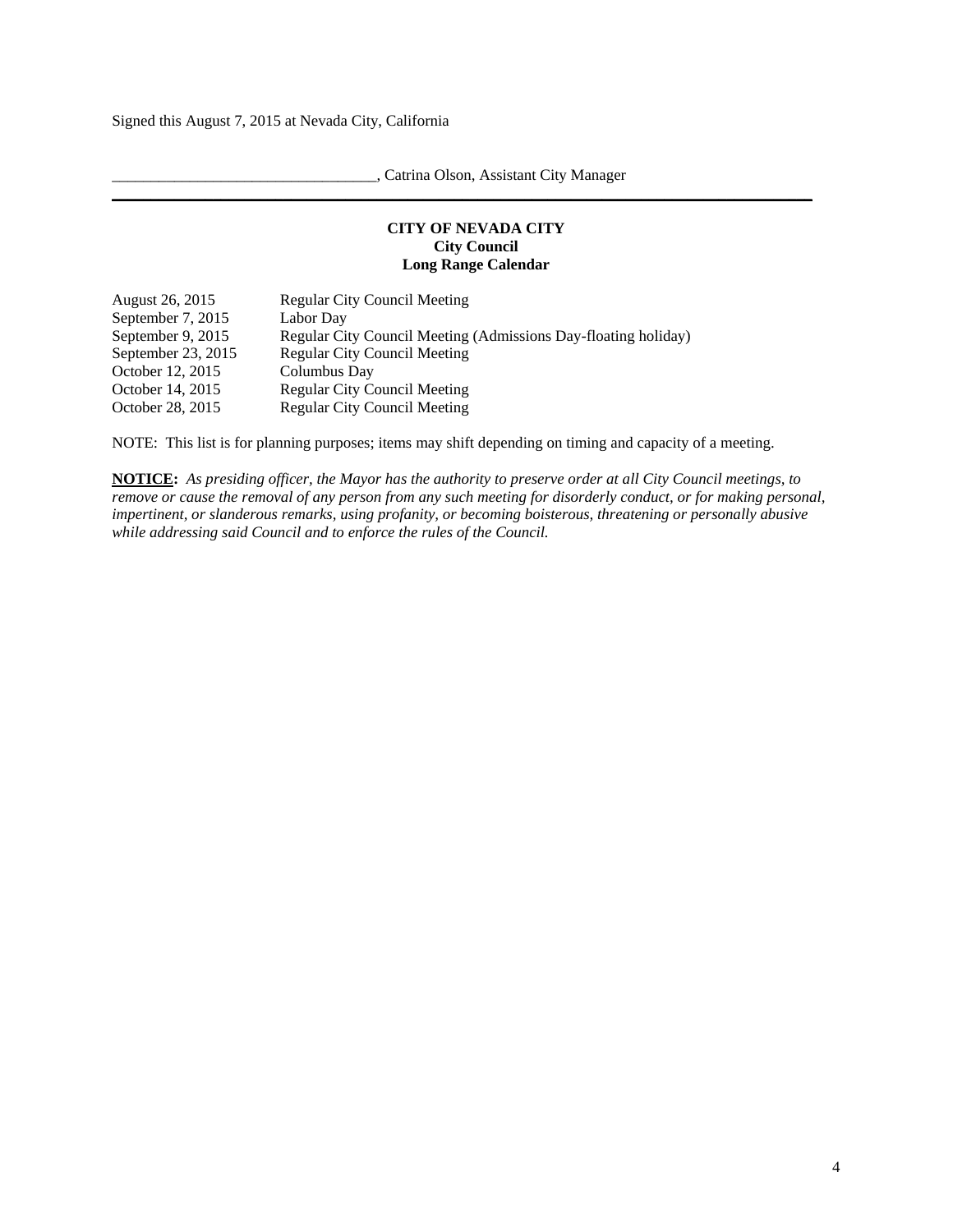Signed this August 7, 2015 at Nevada City, California

__________________________________, Catrina Olson, Assistant City Manager

---

**CITY OF NEVADA CITY**
**City Council**
**Long Range Calendar**

| | |
|---|---|
| August 26, 2015 | Regular City Council Meeting |
| September 7, 2015 | Labor Day |
| September 9, 2015 | Regular City Council Meeting (Admissions Day-floating holiday) |
| September 23, 2015 | Regular City Council Meeting |
| October 12, 2015 | Columbus Day |
| October 14, 2015 | Regular City Council Meeting |
| October 28, 2015 | Regular City Council Meeting |

NOTE: This list is for planning purposes; items may shift depending on timing and capacity of a meeting.

**NOTICE:** *As presiding officer, the Mayor has the authority to preserve order at all City Council meetings, to remove or cause the removal of any person from any such meeting for disorderly conduct, or for making personal, impertinent, or slanderous remarks, using profanity, or becoming boisterous, threatening or personally abusive while addressing said Council and to enforce the rules of the Council.*